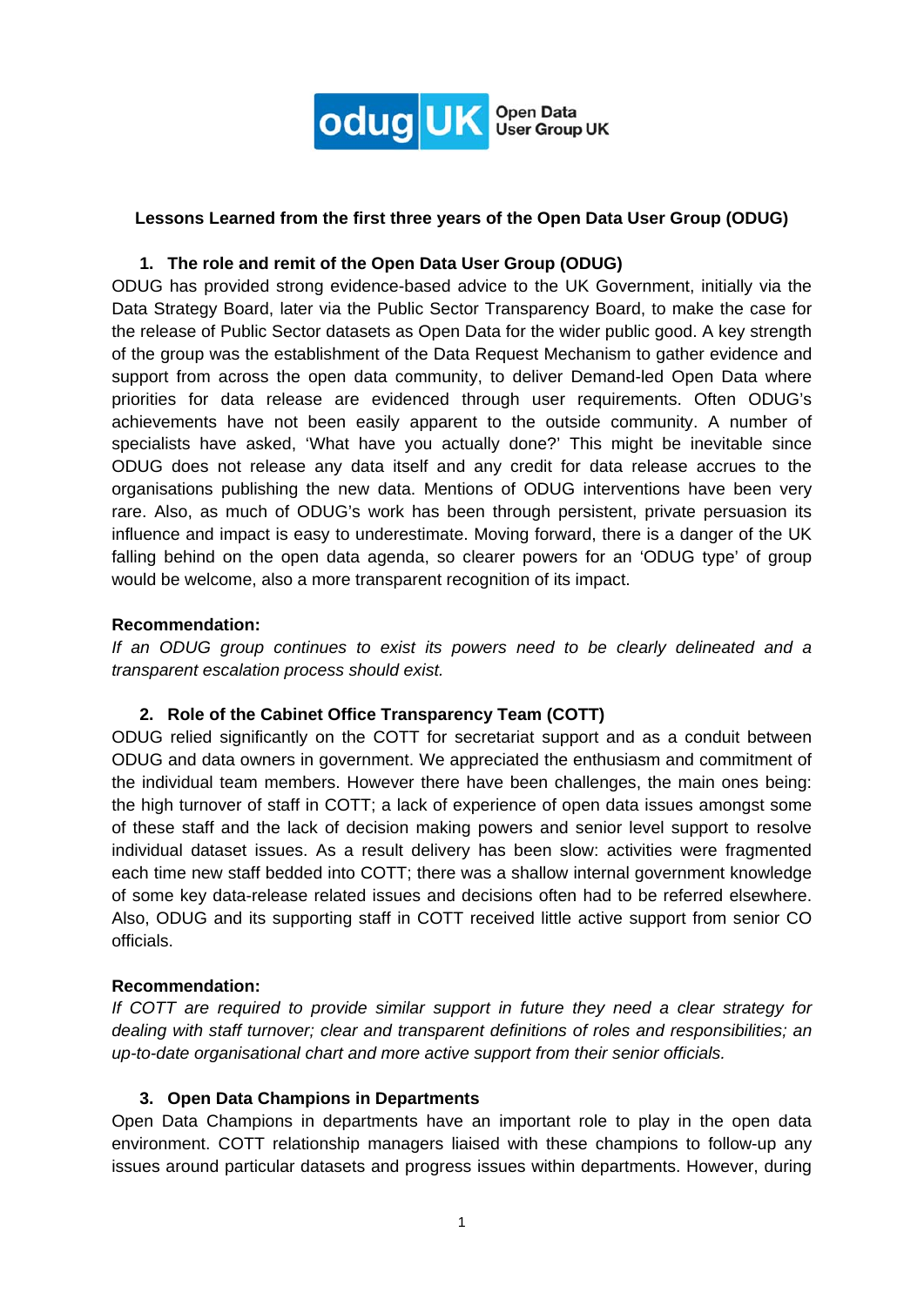odug UK Open Data User Group UK

# Lessons Learned from the first three years of the Open Data User Group (ODUG)

## 1. The role and remit of the Open Data User Group (ODUG)

ODUG has provided strong evidence-based advice to the UK Government, initially via the Data Strategy Board, later via the Public Sector Transparency Board, to make the case for the release of Public Sector datasets as Open Data for the wider public good. A key strength of the group was the establishment of the Data Request Mechanism to gather evidence and support from across the open data community, to deliver Demand-led Open Data where priorities for data release are evidenced through user requirements. Often ODUG's achievements have not been easily apparent to the outside community. A number of specialists have asked, 'What have you actually done?' This might be inevitable since ODUG does not release any data itself and any credit for data release accrues to the organisations publishing the new data. Mentions of ODUG interventions have been very rare. Also, as much of ODUG's work has been through persistent, private persuasion its influence and impact is easy to underestimate. Moving forward, there is a danger of the UK falling behind on the open data agenda, so clearer powers for an 'ODUG type' of group would be welcome, also a more transparent recognition of its impact.

**Recommendation:**

*If an ODUG group continues to exist its powers need to be clearly delineated and a transparent escalation process should exist.*

## 2. Role of the Cabinet Office Transparency Team (COTT)

ODUG relied significantly on the COTT for secretariat support and as a conduit between ODUG and data owners in government. We appreciated the enthusiasm and commitment of the individual team members. However there have been challenges, the main ones being: the high turnover of staff in COTT; a lack of experience of open data issues amongst some of these staff and the lack of decision making powers and senior level support to resolve individual dataset issues. As a result delivery has been slow: activities were fragmented each time new staff bedded into COTT; there was a shallow internal government knowledge of some key data-release related issues and decisions often had to be referred elsewhere. Also, ODUG and its supporting staff in COTT received little active support from senior CO officials.

**Recommendation:**

*If COTT are required to provide similar support in future they need a clear strategy for dealing with staff turnover; clear and transparent definitions of roles and responsibilities; an up-to-date organisational chart and more active support from their senior officials.*

## 3. Open Data Champions in Departments

Open Data Champions in departments have an important role to play in the open data environment. COTT relationship managers liaised with these champions to follow-up any issues around particular datasets and progress issues within departments. However, during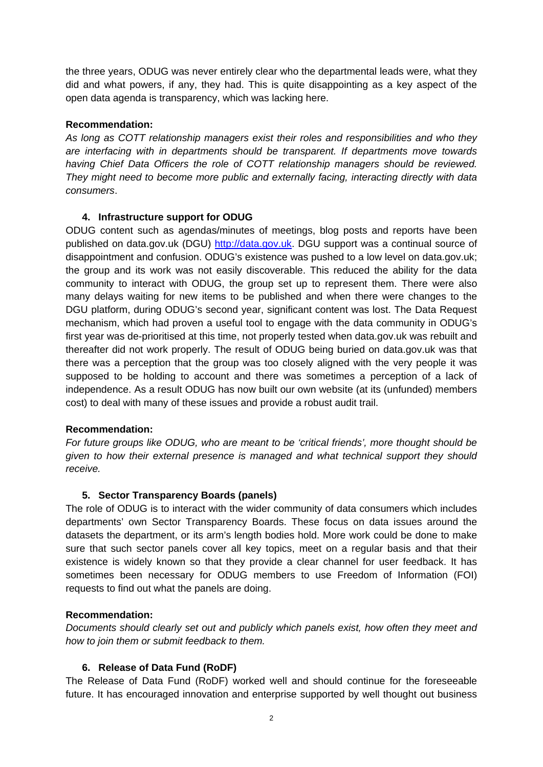the three years, ODUG was never entirely clear who the departmental leads were, what they did and what powers, if any, they had. This is quite disappointing as a key aspect of the open data agenda is transparency, which was lacking here.

**Recommendation:**

*As long as COTT relationship managers exist their roles and responsibilities and who they are interfacing with in departments should be transparent. If departments move towards having Chief Data Officers the role of COTT relationship managers should be reviewed. They might need to become more public and externally facing, interacting directly with data consumers*.

### 4. Infrastructure support for ODUG

ODUG content such as agendas/minutes of meetings, blog posts and reports have been published on data.gov.uk (DGU) [http://data.gov.uk](http://data.gov.uk). DGU support was a continual source of disappointment and confusion. ODUG's existence was pushed to a low level on data.gov.uk; the group and its work was not easily discoverable. This reduced the ability for the data community to interact with ODUG, the group set up to represent them. There were also many delays waiting for new items to be published and when there were changes to the DGU platform, during ODUG's second year, significant content was lost. The Data Request mechanism, which had proven a useful tool to engage with the data community in ODUG's first year was de-prioritised at this time, not properly tested when data.gov.uk was rebuilt and thereafter did not work properly. The result of ODUG being buried on data.gov.uk was that there was a perception that the group was too closely aligned with the very people it was supposed to be holding to account and there was sometimes a perception of a lack of independence. As a result ODUG has now built our own website (at its (unfunded) members cost) to deal with many of these issues and provide a robust audit trail.

**Recommendation:**

*For future groups like ODUG, who are meant to be 'critical friends', more thought should be given to how their external presence is managed and what technical support they should receive.*

### 5. Sector Transparency Boards (panels)

The role of ODUG is to interact with the wider community of data consumers which includes departments' own Sector Transparency Boards. These focus on data issues around the datasets the department, or its arm's length bodies hold. More work could be done to make sure that such sector panels cover all key topics, meet on a regular basis and that their existence is widely known so that they provide a clear channel for user feedback. It has sometimes been necessary for ODUG members to use Freedom of Information (FOI) requests to find out what the panels are doing.

**Recommendation:**

*Documents should clearly set out and publicly which panels exist, how often they meet and how to join them or submit feedback to them.*

### 6. Release of Data Fund (RoDF)

The Release of Data Fund (RoDF) worked well and should continue for the foreseeable future. It has encouraged innovation and enterprise supported by well thought out business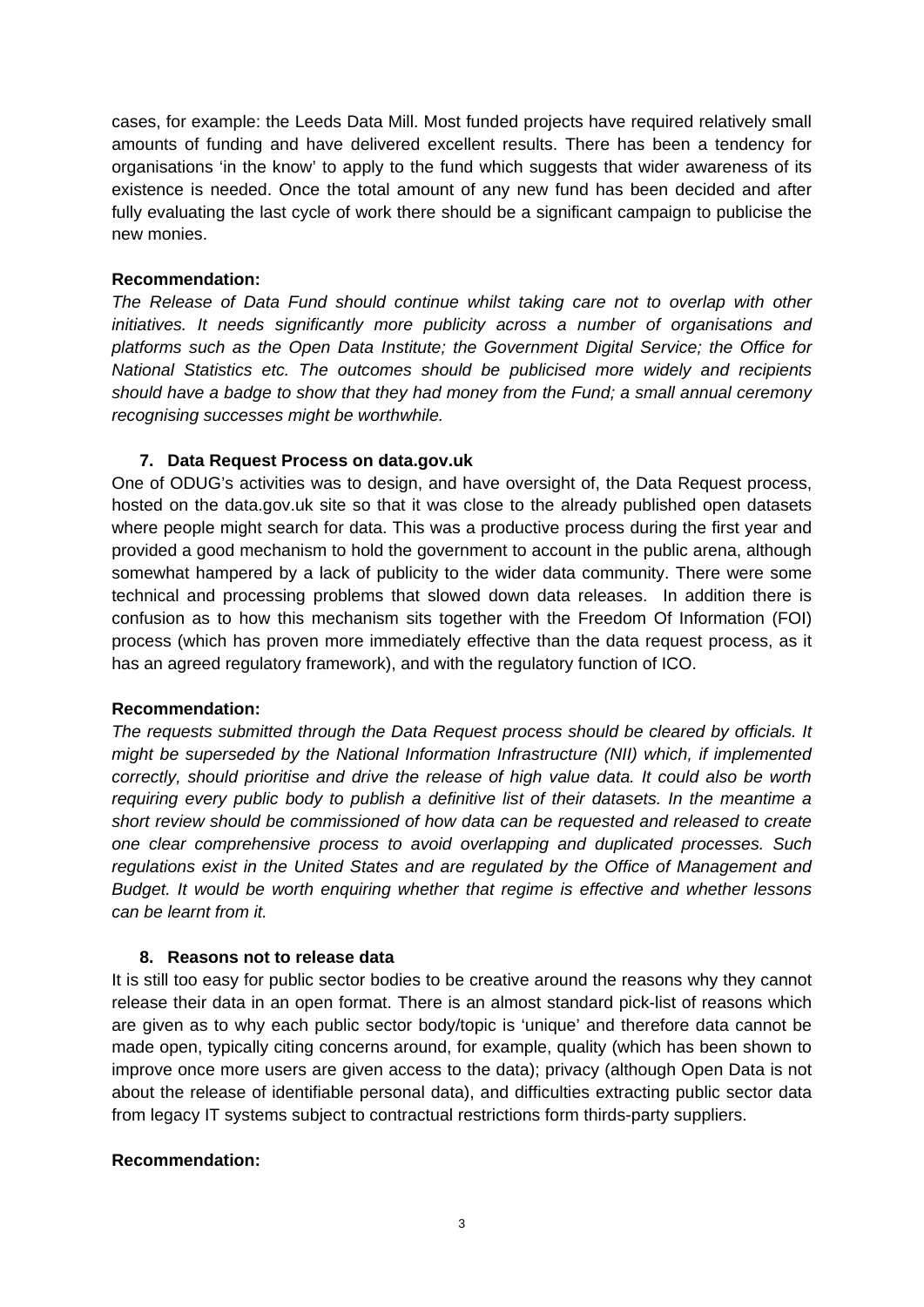cases, for example: the Leeds Data Mill. Most funded projects have required relatively small amounts of funding and have delivered excellent results. There has been a tendency for organisations 'in the know' to apply to the fund which suggests that wider awareness of its existence is needed. Once the total amount of any new fund has been decided and after fully evaluating the last cycle of work there should be a significant campaign to publicise the new monies.

**Recommendation:**

*The Release of Data Fund should continue whilst taking care not to overlap with other initiatives. It needs significantly more publicity across a number of organisations and platforms such as the Open Data Institute; the Government Digital Service; the Office for National Statistics etc. The outcomes should be publicised more widely and recipients should have a badge to show that they had money from the Fund; a small annual ceremony recognising successes might be worthwhile.*

### 7. Data Request Process on data.gov.uk

One of ODUG's activities was to design, and have oversight of, the Data Request process, hosted on the data.gov.uk site so that it was close to the already published open datasets where people might search for data. This was a productive process during the first year and provided a good mechanism to hold the government to account in the public arena, although somewhat hampered by a lack of publicity to the wider data community. There were some technical and processing problems that slowed down data releases. In addition there is confusion as to how this mechanism sits together with the Freedom Of Information (FOI) process (which has proven more immediately effective than the data request process, as it has an agreed regulatory framework), and with the regulatory function of ICO.

**Recommendation:**

*The requests submitted through the Data Request process should be cleared by officials. It might be superseded by the National Information Infrastructure (NII) which, if implemented correctly, should prioritise and drive the release of high value data. It could also be worth requiring every public body to publish a definitive list of their datasets. In the meantime a short review should be commissioned of how data can be requested and released to create one clear comprehensive process to avoid overlapping and duplicated processes. Such regulations exist in the United States and are regulated by the Office of Management and Budget. It would be worth enquiring whether that regime is effective and whether lessons can be learnt from it.*

### 8. Reasons not to release data

It is still too easy for public sector bodies to be creative around the reasons why they cannot release their data in an open format. There is an almost standard pick-list of reasons which are given as to why each public sector body/topic is 'unique' and therefore data cannot be made open, typically citing concerns around, for example, quality (which has been shown to improve once more users are given access to the data); privacy (although Open Data is not about the release of identifiable personal data), and difficulties extracting public sector data from legacy IT systems subject to contractual restrictions form thirds-party suppliers.

**Recommendation:**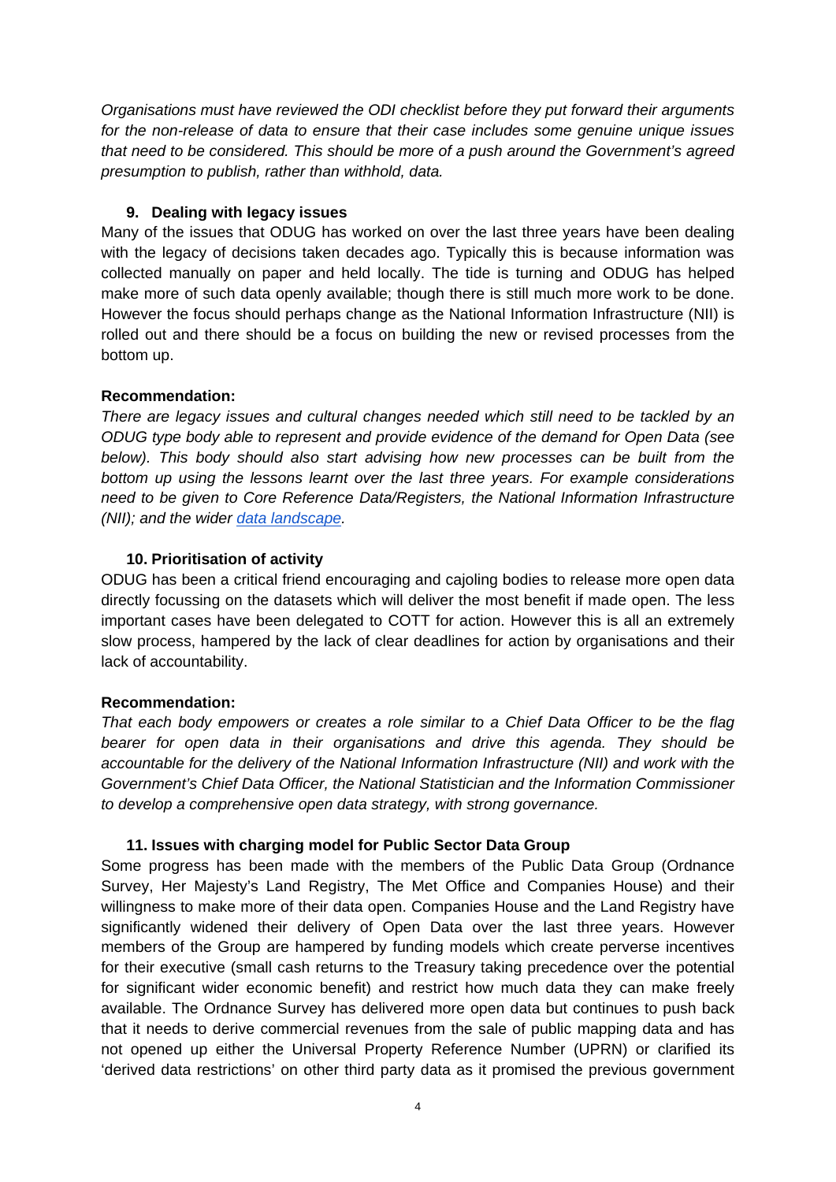*Organisations must have reviewed the ODI checklist before they put forward their arguments for the non-release of data to ensure that their case includes some genuine unique issues that need to be considered. This should be more of a push around the Government's agreed presumption to publish, rather than withhold, data.*

### 9. Dealing with legacy issues

Many of the issues that ODUG has worked on over the last three years have been dealing with the legacy of decisions taken decades ago. Typically this is because information was collected manually on paper and held locally. The tide is turning and ODUG has helped make more of such data openly available; though there is still much more work to be done. However the focus should perhaps change as the National Information Infrastructure (NII) is rolled out and there should be a focus on building the new or revised processes from the bottom up.

**Recommendation:**

*There are legacy issues and cultural changes needed which still need to be tackled by an ODUG type body able to represent and provide evidence of the demand for Open Data (see below). This body should also start advising how new processes can be built from the bottom up using the lessons learnt over the last three years. For example considerations need to be given to Core Reference Data/Registers, the National Information Infrastructure (NII); and the wider [data landscape](data landscape).*

### 10. Prioritisation of activity

ODUG has been a critical friend encouraging and cajoling bodies to release more open data directly focussing on the datasets which will deliver the most benefit if made open. The less important cases have been delegated to COTT for action. However this is all an extremely slow process, hampered by the lack of clear deadlines for action by organisations and their lack of accountability.

**Recommendation:**

*That each body empowers or creates a role similar to a Chief Data Officer to be the flag bearer for open data in their organisations and drive this agenda. They should be accountable for the delivery of the National Information Infrastructure (NII) and work with the Government's Chief Data Officer, the National Statistician and the Information Commissioner to develop a comprehensive open data strategy, with strong governance.*

### 11. Issues with charging model for Public Sector Data Group

Some progress has been made with the members of the Public Data Group (Ordnance Survey, Her Majesty's Land Registry, The Met Office and Companies House) and their willingness to make more of their data open. Companies House and the Land Registry have significantly widened their delivery of Open Data over the last three years. However members of the Group are hampered by funding models which create perverse incentives for their executive (small cash returns to the Treasury taking precedence over the potential for significant wider economic benefit) and restrict how much data they can make freely available. The Ordnance Survey has delivered more open data but continues to push back that it needs to derive commercial revenues from the sale of public mapping data and has not opened up either the Universal Property Reference Number (UPRN) or clarified its 'derived data restrictions' on other third party data as it promised the previous government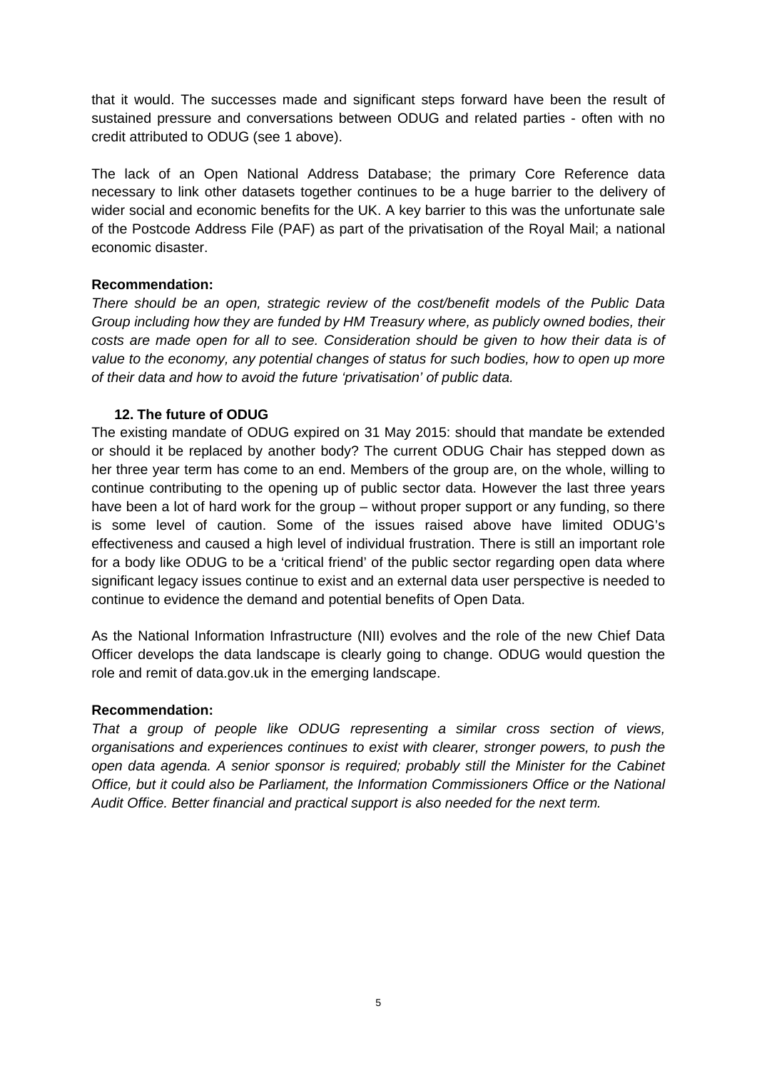that it would. The successes made and significant steps forward have been the result of sustained pressure and conversations between ODUG and related parties - often with no credit attributed to ODUG (see 1 above).

The lack of an Open National Address Database; the primary Core Reference data necessary to link other datasets together continues to be a huge barrier to the delivery of wider social and economic benefits for the UK. A key barrier to this was the unfortunate sale of the Postcode Address File (PAF) as part of the privatisation of the Royal Mail; a national economic disaster.

**Recommendation:**
*There should be an open, strategic review of the cost/benefit models of the Public Data Group including how they are funded by HM Treasury where, as publicly owned bodies, their costs are made open for all to see. Consideration should be given to how their data is of value to the economy, any potential changes of status for such bodies, how to open up more of their data and how to avoid the future 'privatisation' of public data.*

### 12. The future of ODUG

The existing mandate of ODUG expired on 31 May 2015: should that mandate be extended or should it be replaced by another body? The current ODUG Chair has stepped down as her three year term has come to an end. Members of the group are, on the whole, willing to continue contributing to the opening up of public sector data. However the last three years have been a lot of hard work for the group – without proper support or any funding, so there is some level of caution. Some of the issues raised above have limited ODUG's effectiveness and caused a high level of individual frustration. There is still an important role for a body like ODUG to be a 'critical friend' of the public sector regarding open data where significant legacy issues continue to exist and an external data user perspective is needed to continue to evidence the demand and potential benefits of Open Data.

As the National Information Infrastructure (NII) evolves and the role of the new Chief Data Officer develops the data landscape is clearly going to change. ODUG would question the role and remit of data.gov.uk in the emerging landscape.

**Recommendation:**
*That a group of people like ODUG representing a similar cross section of views, organisations and experiences continues to exist with clearer, stronger powers, to push the open data agenda. A senior sponsor is required; probably still the Minister for the Cabinet Office, but it could also be Parliament, the Information Commissioners Office or the National Audit Office. Better financial and practical support is also needed for the next term.*